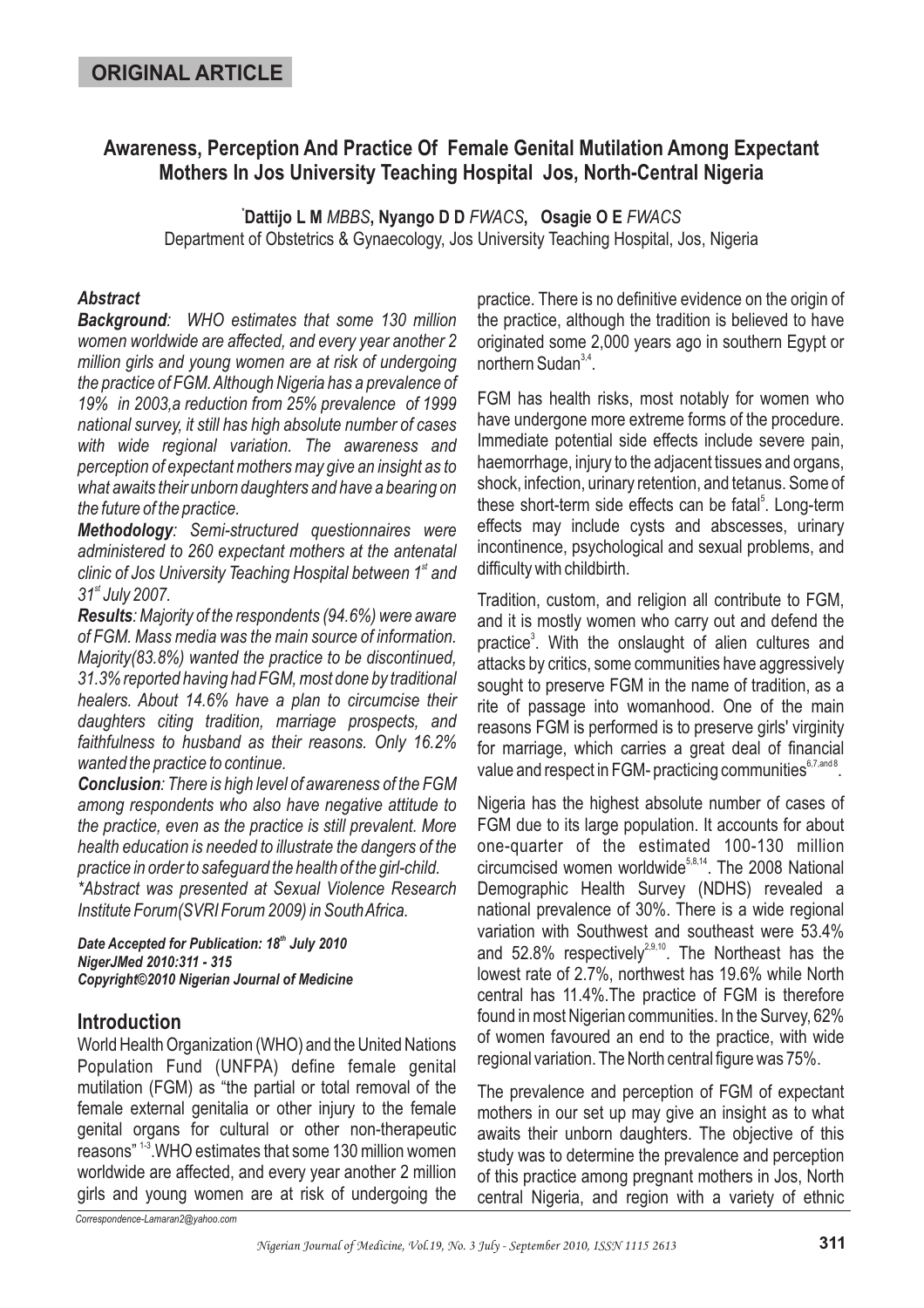ORIGINAL ARTICLE

# Awareness, Perception And Practice Of Female Genital Mutilation Among Expectant Mothers In Jos University Teaching Hospital Jos, North-Central Nigeria

[*]**Dattijo L M** *MBBS*, **Nyango D D** *FWACS*, **Osagie O E** *FWACS*

Department of Obstetrics & Gynaecology, Jos University Teaching Hospital, Jos, Nigeria

### *Abstract*

***Background**: WHO estimates that some 130 million women worldwide are affected, and every year another 2 million girls and young women are at risk of undergoing the practice of FGM. Although Nigeria has a prevalence of 19% in 2003,a reduction from 25% prevalence of 1999 national survey, it still has high absolute number of cases with wide regional variation. The awareness and perception of expectant mothers may give an insight as to what awaits their unborn daughters and have a bearing on the future of the practice.*

***Methodology**: Semi-structured questionnaires were administered to 260 expectant mothers at the antenatal clinic of Jos University Teaching Hospital between 1st and 31st July 2007.*

***Results**: Majority of the respondents (94.6%) were aware of FGM. Mass media was the main source of information. Majority(83.8%) wanted the practice to be discontinued, 31.3% reported having had FGM, most done by traditional healers. About 14.6% have a plan to circumcise their daughters citing tradition, marriage prospects, and faithfulness to husband as their reasons. Only 16.2% wanted the practice to continue.*

***Conclusion**: There is high level of awareness of the FGM among respondents who also have negative attitude to the practice, even as the practice is still prevalent. More health education is needed to illustrate the dangers of the practice in order to safeguard the health of the girl-child.*

**Abstract was presented at Sexual Violence Research Institute Forum(SVRI Forum 2009) in South Africa.*

***Date Accepted for Publication: 18th July 2010***
***NigerJMed 2010:311 - 315***
***Copyright©2010 Nigerian Journal of Medicine***

## Introduction

World Health Organization (WHO) and the United Nations Population Fund (UNFPA) define female genital mutilation (FGM) as "the partial or total removal of the female external genitalia or other injury to the female genital organs for cultural or other non-therapeutic reasons"[1-3]. WHO estimates that some 130 million women worldwide are affected, and every year another 2 million girls and young women are at risk of undergoing the practice. There is no definitive evidence on the origin of the practice, although the tradition is believed to have originated some 2,000 years ago in southern Egypt or northern Sudan[3,4].

FGM has health risks, most notably for women who have undergone more extreme forms of the procedure. Immediate potential side effects include severe pain, haemorrhage, injury to the adjacent tissues and organs, shock, infection, urinary retention, and tetanus. Some of these short-term side effects can be fatal[5]. Long-term effects may include cysts and abscesses, urinary incontinence, psychological and sexual problems, and difficulty with childbirth.

Tradition, custom, and religion all contribute to FGM, and it is mostly women who carry out and defend the practice[3]. With the onslaught of alien cultures and attacks by critics, some communities have aggressively sought to preserve FGM in the name of tradition, as a rite of passage into womanhood. One of the main reasons FGM is performed is to preserve girls' virginity for marriage, which carries a great deal of financial value and respect in FGM- practicing communities[6,7,and 8].

Nigeria has the highest absolute number of cases of FGM due to its large population. It accounts for about one-quarter of the estimated 100-130 million circumcised women worldwide[5,8,14]. The 2008 National Demographic Health Survey (NDHS) revealed a national prevalence of 30%. There is a wide regional variation with Southwest and southeast were 53.4% and 52.8% respectively[2,9,10]. The Northeast has the lowest rate of 2.7%, northwest has 19.6% while North central has 11.4%.The practice of FGM is therefore found in most Nigerian communities. In the Survey, 62% of women favoured an end to the practice, with wide regional variation. The North central figure was 75%.

The prevalence and perception of FGM of expectant mothers in our set up may give an insight as to what awaits their unborn daughters. The objective of this study was to determine the prevalence and perception of this practice among pregnant mothers in Jos, North central Nigeria, and region with a variety of ethnic

*Correspondence-Lamaran2@yahoo.com*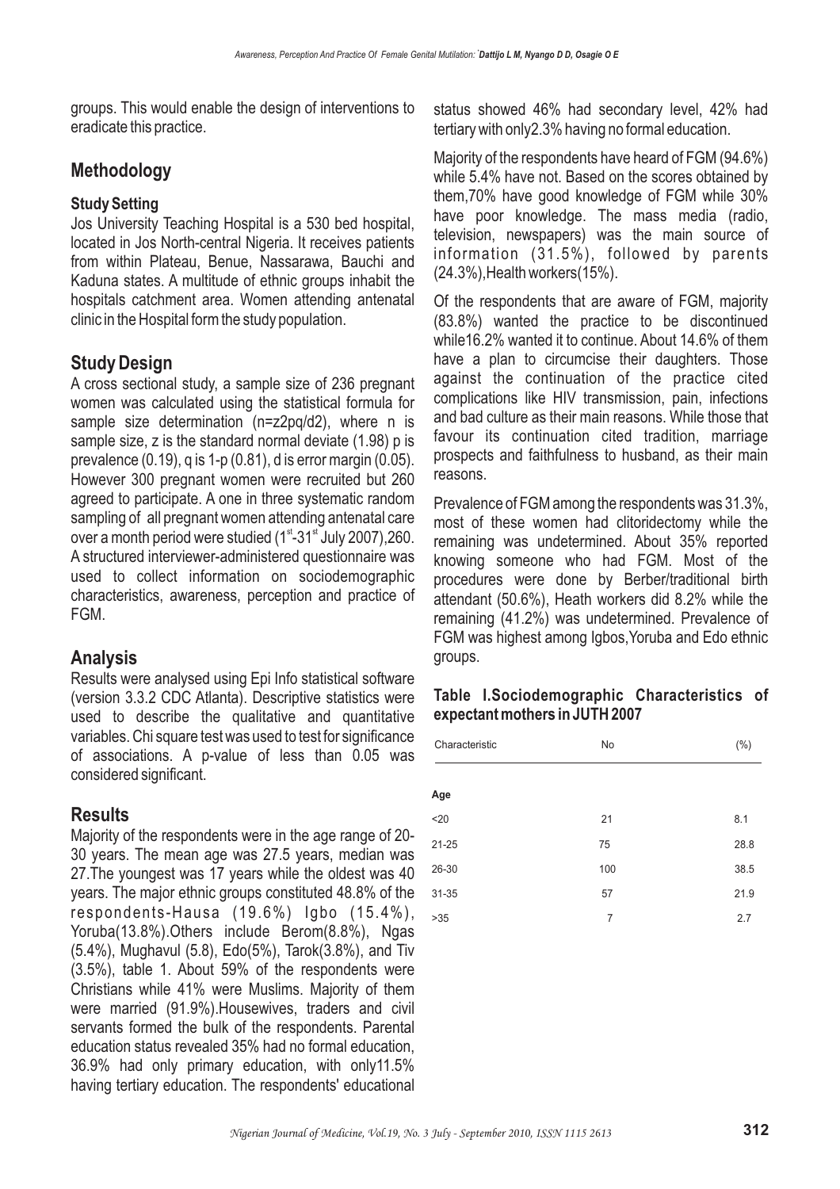groups. This would enable the design of interventions to eradicate this practice.

## Methodology

### Study Setting

Jos University Teaching Hospital is a 530 bed hospital, located in Jos North-central Nigeria. It receives patients from within Plateau, Benue, Nassarawa, Bauchi and Kaduna states. A multitude of ethnic groups inhabit the hospitals catchment area. Women attending antenatal clinic in the Hospital form the study population.

## Study Design

A cross sectional study, a sample size of 236 pregnant women was calculated using the statistical formula for sample size determination (n=z2pq/d2), where n is sample size, z is the standard normal deviate (1.98) p is prevalence (0.19), q is 1-p (0.81), d is error margin (0.05). However 300 pregnant women were recruited but 260 agreed to participate. A one in three systematic random sampling of all pregnant women attending antenatal care over a month period were studied (1st-31st July 2007),260. A structured interviewer-administered questionnaire was used to collect information on sociodemographic characteristics, awareness, perception and practice of FGM.

## Analysis

Results were analysed using Epi Info statistical software (version 3.3.2 CDC Atlanta). Descriptive statistics were used to describe the qualitative and quantitative variables. Chi square test was used to test for significance of associations. A p-value of less than 0.05 was considered significant.

## Results

Majority of the respondents were in the age range of 20-30 years. The mean age was 27.5 years, median was 27.The youngest was 17 years while the oldest was 40 years. The major ethnic groups constituted 48.8% of the respondents-Hausa (19.6%) Igbo (15.4%), Yoruba(13.8%).Others include Berom(8.8%), Ngas (5.4%), Mughavul (5.8), Edo(5%), Tarok(3.8%), and Tiv (3.5%), table 1. About 59% of the respondents were Christians while 41% were Muslims. Majority of them were married (91.9%).Housewives, traders and civil servants formed the bulk of the respondents. Parental education status revealed 35% had no formal education, 36.9% had only primary education, with only11.5% having tertiary education. The respondents' educational status showed 46% had secondary level, 42% had tertiary with only2.3% having no formal education.

Majority of the respondents have heard of FGM (94.6%) while 5.4% have not. Based on the scores obtained by them,70% have good knowledge of FGM while 30% have poor knowledge. The mass media (radio, television, newspapers) was the main source of information (31.5%), followed by parents (24.3%),Health workers(15%).

Of the respondents that are aware of FGM, majority (83.8%) wanted the practice to be discontinued while16.2% wanted it to continue. About 14.6% of them have a plan to circumcise their daughters. Those against the continuation of the practice cited complications like HIV transmission, pain, infections and bad culture as their main reasons. While those that favour its continuation cited tradition, marriage prospects and faithfulness to husband, as their main reasons.

Prevalence of FGM among the respondents was 31.3%, most of these women had clitoridectomy while the remaining was undetermined. About 35% reported knowing someone who had FGM. Most of the procedures were done by Berber/traditional birth attendant (50.6%), Heath workers did 8.2% while the remaining (41.2%) was undetermined. Prevalence of FGM was highest among Igbos,Yoruba and Edo ethnic groups.

**Table I.Sociodemographic Characteristics of expectant mothers in JUTH 2007**

| Characteristic | No | (%) |
|---|---|---|
| **Age** | | |
| <20 | 21 | 8.1 |
| 21-25 | 75 | 28.8 |
| 26-30 | 100 | 38.5 |
| 31-35 | 57 | 21.9 |
| >35 | 7 | 2.7 |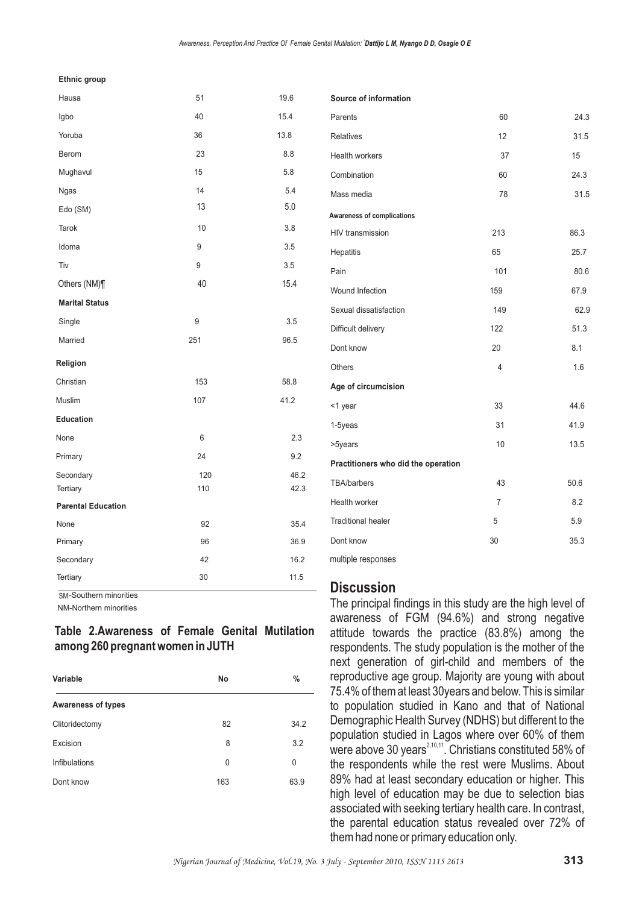| | | |
|---|---|---|
| **Ethnic group** | | |
| Hausa | 51 | 19.6 |
| Igbo | 40 | 15.4 |
| Yoruba | 36 | 13.8 |
| Berom | 23 | 8.8 |
| Mughavul | 15 | 5.8 |
| Ngas | 14 | 5.4 |
| Edo (SM) | 13 | 5.0 |
| Tarok | 10 | 3.8 |
| Idoma | 9 | 3.5 |
| Tiv | 9 | 3.5 |
| Others (NM)¶ | 40 | 15.4 |
| **Marital Status** | | |
| Single | 9 | 3.5 |
| Married | 251 | 96.5 |
| **Religion** | | |
| Christian | 153 | 58.8 |
| Muslim | 107 | 41.2 |
| **Education** | | |
| None | 6 | 2.3 |
| Primary | 24 | 9.2 |
| Secondary | 120 | 46.2 |
| Tertiary | 110 | 42.3 |
| **Parental Education** | | |
| None | 92 | 35.4 |
| Primary | 96 | 36.9 |
| Secondary | 42 | 16.2 |
| Tertiary | 30 | 11.5 |

SM-Southern minorities
NM-Northern minorities

**Table 2.Awareness of Female Genital Mutilation among 260 pregnant women in JUTH**

| Variable | No | % |
|---|---|---|
| **Awareness of types** | | |
| Clitoridectomy | 82 | 34.2 |
| Excision | 8 | 3.2 |
| Infibulations | 0 | 0 |
| Dont know | 163 | 63.9 |
| **Source of information** | | |
| Parents | 60 | 24.3 |
| Relatives | 12 | 31.5 |
| Health workers | 37 | 15 |
| Combination | 60 | 24.3 |
| Mass media | 78 | 31.5 |
| **Awareness of complications** | | |
| HIV transmission | 213 | 86.3 |
| Hepatitis | 65 | 25.7 |
| Pain | 101 | 80.6 |
| Wound Infection | 159 | 67.9 |
| Sexual dissatisfaction | 149 | 62.9 |
| Difficult delivery | 122 | 51.3 |
| Dont know | 20 | 8.1 |
| Others | 4 | 1.6 |
| **Age of circumcision** | | |
| <1 year | 33 | 44.6 |
| 1-5yeas | 31 | 41.9 |
| >5years | 10 | 13.5 |
| **Practitioners who did the operation** | | |
| TBA/barbers | 43 | 50.6 |
| Health worker | 7 | 8.2 |
| Traditional healer | 5 | 5.9 |
| Dont know | 30 | 35.3 |

multiple responses

## Discussion

The principal findings in this study are the high level of awareness of FGM (94.6%) and strong negative attitude towards the practice (83.8%) among the respondents. The study population is the mother of the next generation of girl-child and members of the reproductive age group. Majority are young with about 75.4% of them at least 30years and below. This is similar to population studied in Kano and that of National Demographic Health Survey (NDHS) but different to the population studied in Lagos where over 60% of them were above 30 years[2,10,11]. Christians constituted 58% of the respondents while the rest were Muslims. About 89% had at least secondary education or higher. This high level of education may be due to selection bias associated with seeking tertiary health care. In contrast, the parental education status revealed over 72% of them had none or primary education only.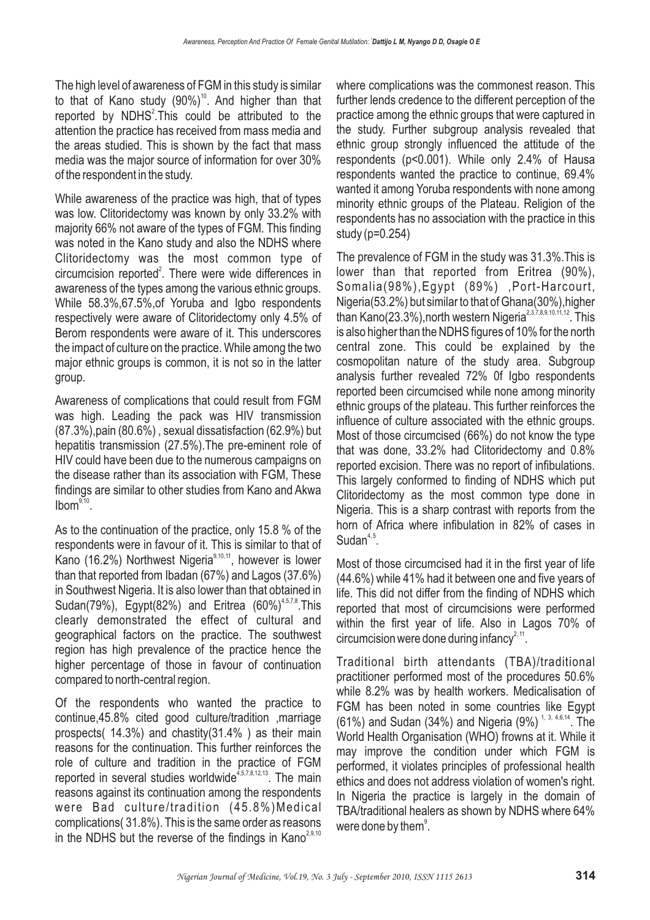The high level of awareness of FGM in this study is similar to that of Kano study (90%)[10]. And higher than that reported by NDHS[2].This could be attributed to the attention the practice has received from mass media and the areas studied. This is shown by the fact that mass media was the major source of information for over 30% of the respondent in the study.

While awareness of the practice was high, that of types was low. Clitoridectomy was known by only 33.2% with majority 66% not aware of the types of FGM. This finding was noted in the Kano study and also the NDHS where Clitoridectomy was the most common type of circumcision reported[2]. There were wide differences in awareness of the types among the various ethnic groups. While 58.3%,67.5%,of Yoruba and Igbo respondents respectively were aware of Clitoridectomy only 4.5% of Berom respondents were aware of it. This underscores the impact of culture on the practice. While among the two major ethnic groups is common, it is not so in the latter group.

Awareness of complications that could result from FGM was high. Leading the pack was HIV transmission (87.3%),pain (80.6%) , sexual dissatisfaction (62.9%) but hepatitis transmission (27.5%).The pre-eminent role of HIV could have been due to the numerous campaigns on the disease rather than its association with FGM, These findings are similar to other studies from Kano and Akwa Ibom[9,10].

As to the continuation of the practice, only 15.8 % of the respondents were in favour of it. This is similar to that of Kano (16.2%) Northwest Nigeria[9,10,11], however is lower than that reported from Ibadan (67%) and Lagos (37.6%) in Southwest Nigeria. It is also lower than that obtained in Sudan(79%), Egypt(82%) and Eritrea (60%)[4,5,7,8].This clearly demonstrated the effect of cultural and geographical factors on the practice. The southwest region has high prevalence of the practice hence the higher percentage of those in favour of continuation compared to north-central region.

Of the respondents who wanted the practice to continue,45.8% cited good culture/tradition ,marriage prospects( 14.3%) and chastity(31.4% ) as their main reasons for the continuation. This further reinforces the role of culture and tradition in the practice of FGM reported in several studies worldwide[4,5,7,8,12,13]. The main reasons against its continuation among the respondents were Bad culture/tradition (45.8%)Medical complications( 31.8%). This is the same order as reasons in the NDHS but the reverse of the findings in Kano[2,9,10] where complications was the commonest reason. This further lends credence to the different perception of the practice among the ethnic groups that were captured in the study. Further subgroup analysis revealed that ethnic group strongly influenced the attitude of the respondents ($p<0.001$). While only 2.4% of Hausa respondents wanted the practice to continue, 69.4% wanted it among Yoruba respondents with none among minority ethnic groups of the Plateau. Religion of the respondents has no association with the practice in this study ($p=0.254$)

The prevalence of FGM in the study was 31.3%.This is lower than that reported from Eritrea (90%), Somalia(98%),Egypt (89%) ,Port-Harcourt, Nigeria(53.2%) but similar to that of Ghana(30%),higher than Kano(23.3%),north western Nigeria[2,3,7,8,9,10,11,12]. This is also higher than the NDHS figures of 10% for the north central zone. This could be explained by the cosmopolitan nature of the study area. Subgroup analysis further revealed 72% 0f Igbo respondents reported been circumcised while none among minority ethnic groups of the plateau. This further reinforces the influence of culture associated with the ethnic groups. Most of those circumcised (66%) do not know the type that was done, 33.2% had Clitoridectomy and 0.8% reported excision. There was no report of infibulations. This largely conformed to finding of NDHS which put Clitoridectomy as the most common type done in Nigeria. This is a sharp contrast with reports from the horn of Africa where infibulation in 82% of cases in Sudan[4,5].

Most of those circumcised had it in the first year of life (44.6%) while 41% had it between one and five years of life. This did not differ from the finding of NDHS which reported that most of circumcisions were performed within the first year of life. Also in Lagos 70% of circumcision were done during infancy[2,11].

Traditional birth attendants (TBA)/traditional practitioner performed most of the procedures 50.6% while 8.2% was by health workers. Medicalisation of FGM has been noted in some countries like Egypt (61%) and Sudan (34%) and Nigeria (9%) [1,3,4,6,14]. The World Health Organisation (WHO) frowns at it. While it may improve the condition under which FGM is performed, it violates principles of professional health ethics and does not address violation of women's right. In Nigeria the practice is largely in the domain of TBA/traditional healers as shown by NDHS where 64% were done by them[9].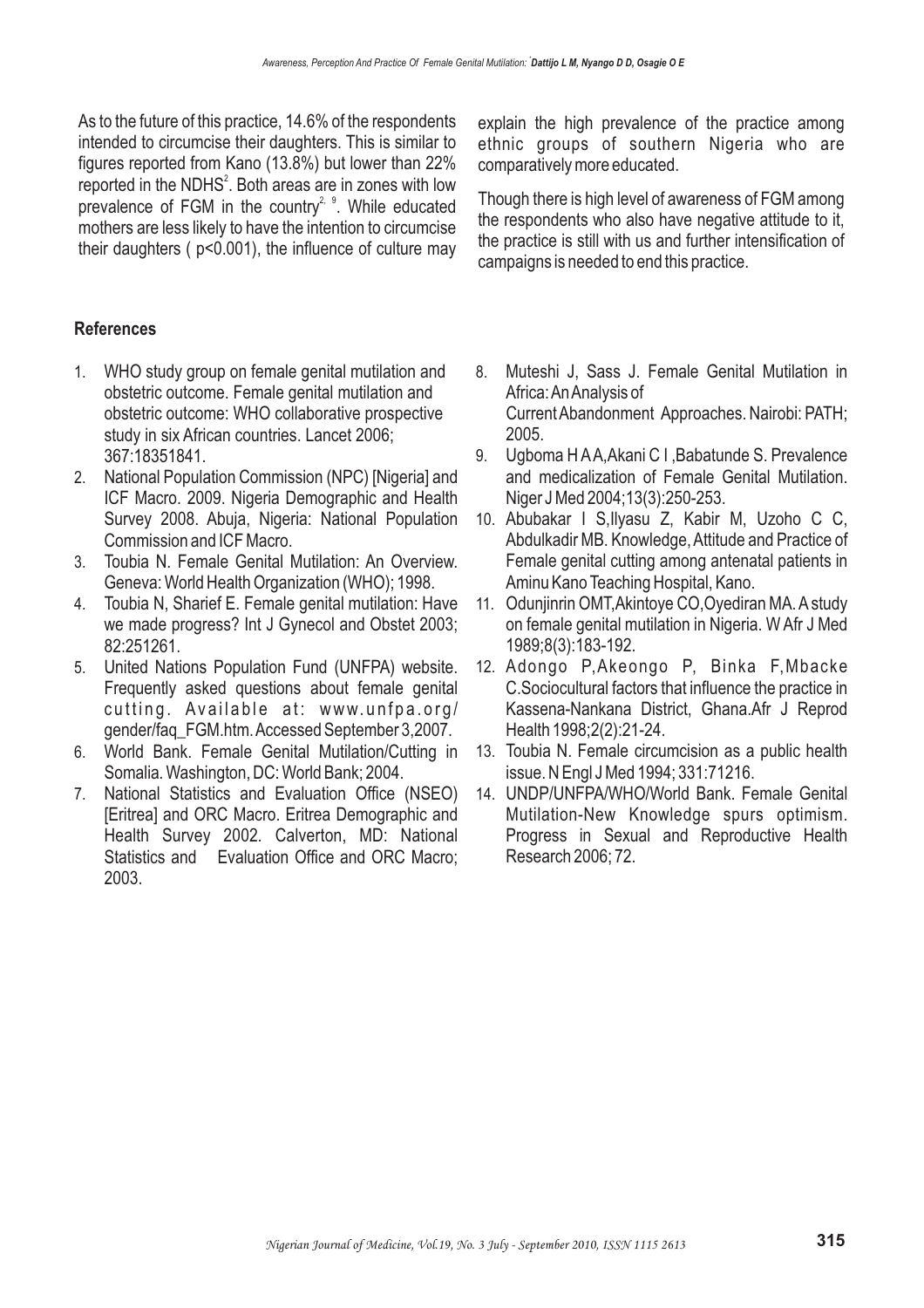As to the future of this practice, 14.6% of the respondents intended to circumcise their daughters. This is similar to figures reported from Kano (13.8%) but lower than 22% reported in the NDHS[2]. Both areas are in zones with low prevalence of FGM in the country[2, 9]. While educated mothers are less likely to have the intention to circumcise their daughters ( $p<0.001$), the influence of culture may explain the high prevalence of the practice among ethnic groups of southern Nigeria who are comparatively more educated.

Though there is high level of awareness of FGM among the respondents who also have negative attitude to it, the practice is still with us and further intensification of campaigns is needed to end this practice.

## References

1. WHO study group on female genital mutilation and obstetric outcome. Female genital mutilation and obstetric outcome: WHO collaborative prospective study in six African countries. Lancet 2006; 367:18351841.
2. National Population Commission (NPC) [Nigeria] and ICF Macro. 2009. Nigeria Demographic and Health Survey 2008. Abuja, Nigeria: National Population Commission and ICF Macro.
3. Toubia N. Female Genital Mutilation: An Overview. Geneva: World Health Organization (WHO); 1998.
4. Toubia N, Sharief E. Female genital mutilation: Have we made progress? Int J Gynecol and Obstet 2003; 82:251261.
5. United Nations Population Fund (UNFPA) website. Frequently asked questions about female genital cutting. Available at: www.unfpa.org/gender/faq_FGM.htm. Accessed September 3,2007.
6. World Bank. Female Genital Mutilation/Cutting in Somalia. Washington, DC: World Bank; 2004.
7. National Statistics and Evaluation Office (NSEO) [Eritrea] and ORC Macro. Eritrea Demographic and Health Survey 2002. Calverton, MD: National Statistics and Evaluation Office and ORC Macro; 2003.
8. Muteshi J, Sass J. Female Genital Mutilation in Africa: An Analysis of Current Abandonment Approaches. Nairobi: PATH; 2005.
9. Ugboma H A A,Akani C I ,Babatunde S. Prevalence and medicalization of Female Genital Mutilation. Niger J Med 2004;13(3):250-253.
10. Abubakar I S,Ilyasu Z, Kabir M, Uzoho C C, Abdulkadir MB. Knowledge, Attitude and Practice of Female genital cutting among antenatal patients in Aminu Kano Teaching Hospital, Kano.
11. Odunjinrin OMT,Akintoye CO,Oyediran MA. A study on female genital mutilation in Nigeria. W Afr J Med 1989;8(3):183-192.
12. Adongo P,Akeongo P, Binka F,Mbacke C.Sociocultural factors that influence the practice in Kassena-Nankana District, Ghana.Afr J Reprod Health 1998;2(2):21-24.
13. Toubia N. Female circumcision as a public health issue. N Engl J Med 1994; 331:71216.
14. UNDP/UNFPA/WHO/World Bank. Female Genital Mutilation-New Knowledge spurs optimism. Progress in Sexual and Reproductive Health Research 2006; 72.